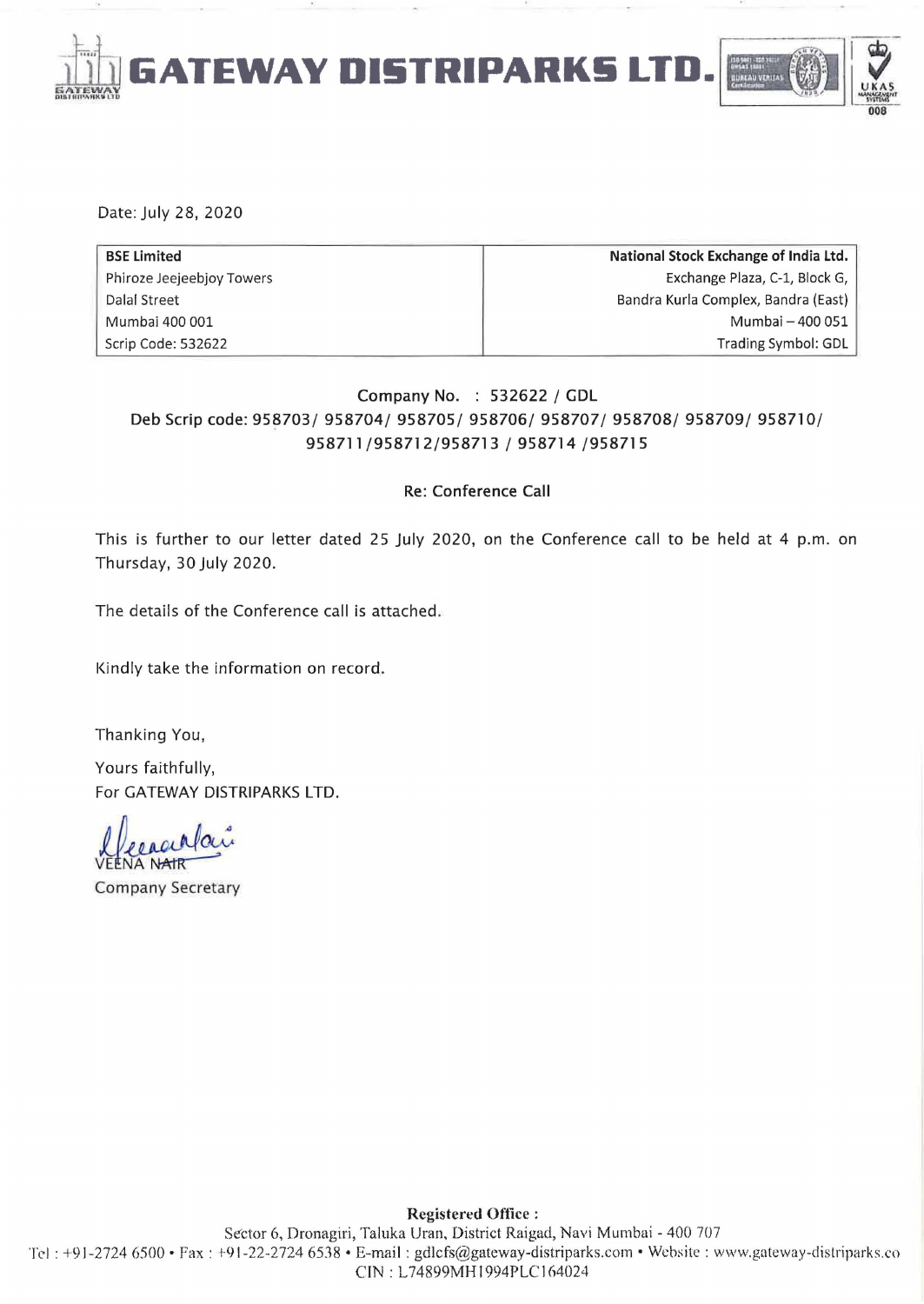# GATEWAY DISTRIPARKS LTD.

Date: July 28, 2020

| BSE Limited | National Stock Exchange of India Ltd. |
|---|---|
| Phiroze Jeejeebhoy Towers | Exchange Plaza, C-1, Block G, |
| Dalal Street | Bandra Kurla Complex, Bandra (East) |
| Mumbai 400 001 | Mumbai – 400 051 |
| Scrip Code: 532622 | Trading Symbol: GDL |

Company No. : 532622 / GDL

Deb Scrip code: 958703/ 958704/ 958705/ 958706/ 958707/ 958708/ 958709/ 958710/ 958711/958712/958713 / 958714 /958715

Re: Conference Call

This is further to our letter dated 25 July 2020, on the Conference call to be held at 4 p.m. on Thursday, 30 July 2020.

The details of the Conference call is attached.

Kindly take the information on record.

Thanking You,

Yours faithfully,
For GATEWAY DISTRIPARKS LTD.

VEENA NAIR
Company Secretary

**Registered Office :**
Sector 6, Dronagiri, Taluka Uran, District Raigad, Navi Mumbai - 400 707
Tel : +91-2724 6500 • Fax : +91-22-2724 6538 • E-mail : gdlcfs@gateway-distriparks.com • Website : www.gateway-distriparks.co
CIN : L74899MH1994PLC164024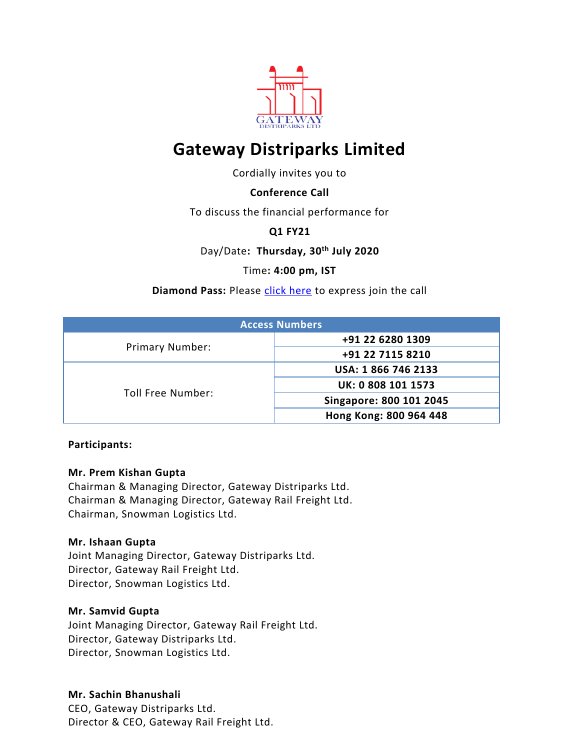# Gateway Distriparks Limited

Cordially invites you to

**Conference Call**

To discuss the financial performance for

**Q1 FY21**

Day/Date**: Thursday, 30th July 2020**

Time**: 4:00 pm, IST**

**Diamond Pass:** Please click here to express join the call

| Access Numbers | |
|---|---|
| Primary Number: | **+91 22 6280 1309** |
| | **+91 22 7115 8210** |
| Toll Free Number: | **USA: 1 866 746 2133** |
| | **UK: 0 808 101 1573** |
| | **Singapore: 800 101 2045** |
| | **Hong Kong: 800 964 448** |

**Participants:**

**Mr. Prem Kishan Gupta**
Chairman & Managing Director, Gateway Distriparks Ltd.
Chairman & Managing Director, Gateway Rail Freight Ltd.
Chairman, Snowman Logistics Ltd.

**Mr. Ishaan Gupta**
Joint Managing Director, Gateway Distriparks Ltd.
Director, Gateway Rail Freight Ltd.
Director, Snowman Logistics Ltd.

**Mr. Samvid Gupta**
Joint Managing Director, Gateway Rail Freight Ltd.
Director, Gateway Distriparks Ltd.
Director, Snowman Logistics Ltd.

**Mr. Sachin Bhanushali**
CEO, Gateway Distriparks Ltd.
Director & CEO, Gateway Rail Freight Ltd.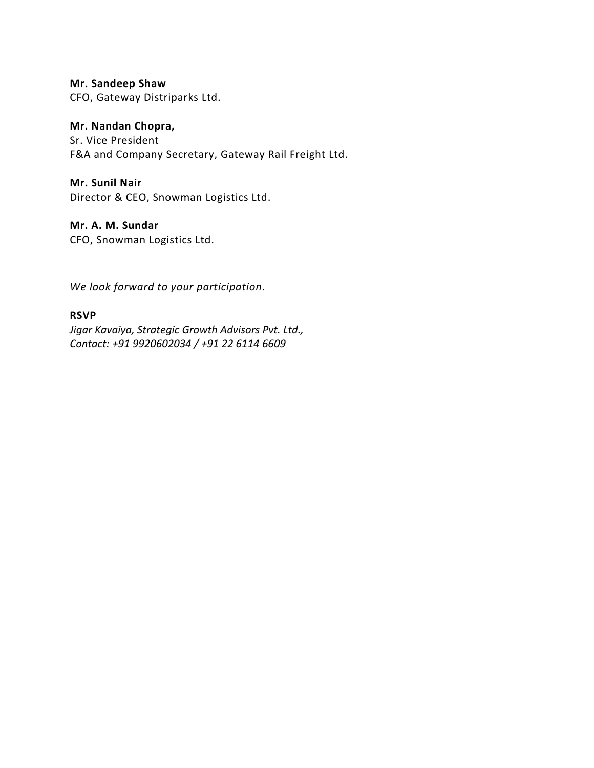**Mr. Sandeep Shaw**
CFO, Gateway Distriparks Ltd.

**Mr. Nandan Chopra,**
Sr. Vice President
F&A and Company Secretary, Gateway Rail Freight Ltd.

**Mr. Sunil Nair**
Director & CEO, Snowman Logistics Ltd.

**Mr. A. M. Sundar**
CFO, Snowman Logistics Ltd.

*We look forward to your participation.*

**RSVP**
*Jigar Kavaiya, Strategic Growth Advisors Pvt. Ltd.,*
*Contact: +91 9920602034 / +91 22 6114 6609*